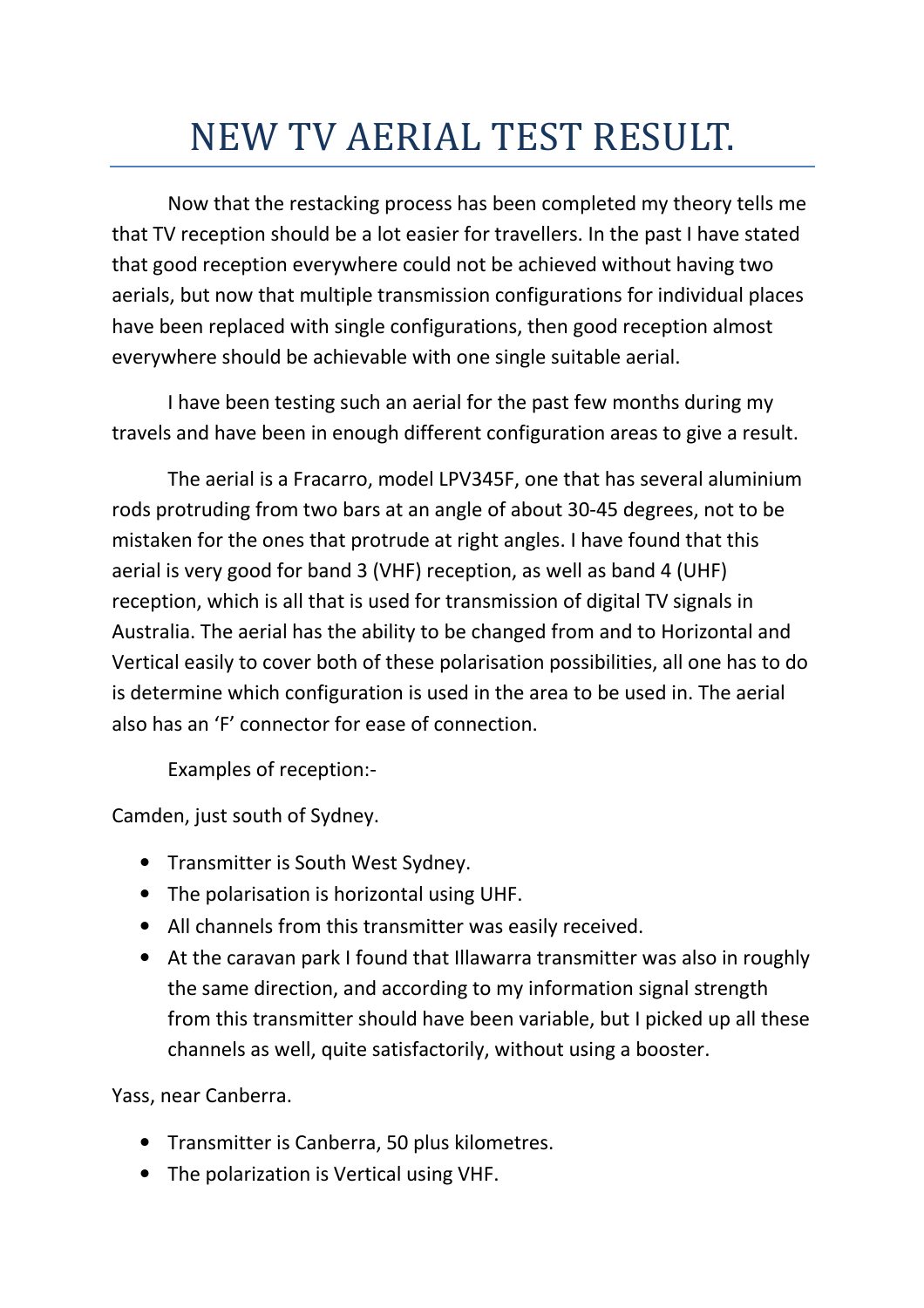# NEW TV AERIAL TEST RESULT.

Now that the restacking process has been completed my theory tells me that TV reception should be a lot easier for travellers. In the past I have stated that good reception everywhere could not be achieved without having two aerials, but now that multiple transmission configurations for individual places have been replaced with single configurations, then good reception almost everywhere should be achievable with one single suitable aerial.

I have been testing such an aerial for the past few months during my travels and have been in enough different configuration areas to give a result.

The aerial is a Fracarro, model LPV345F, one that has several aluminium rods protruding from two bars at an angle of about 30-45 degrees, not to be mistaken for the ones that protrude at right angles. I have found that this aerial is very good for band 3 (VHF) reception, as well as band 4 (UHF) reception, which is all that is used for transmission of digital TV signals in Australia. The aerial has the ability to be changed from and to Horizontal and Vertical easily to cover both of these polarisation possibilities, all one has to do is determine which configuration is used in the area to be used in. The aerial also has an 'F' connector for ease of connection.

Examples of reception:-

Camden, just south of Sydney.

- Transmitter is South West Sydney.
- The polarisation is horizontal using UHF.
- All channels from this transmitter was easily received.
- At the caravan park I found that Illawarra transmitter was also in roughly the same direction, and according to my information signal strength from this transmitter should have been variable, but I picked up all these channels as well, quite satisfactorily, without using a booster.

Yass, near Canberra.

- Transmitter is Canberra, 50 plus kilometres.
- The polarization is Vertical using VHF.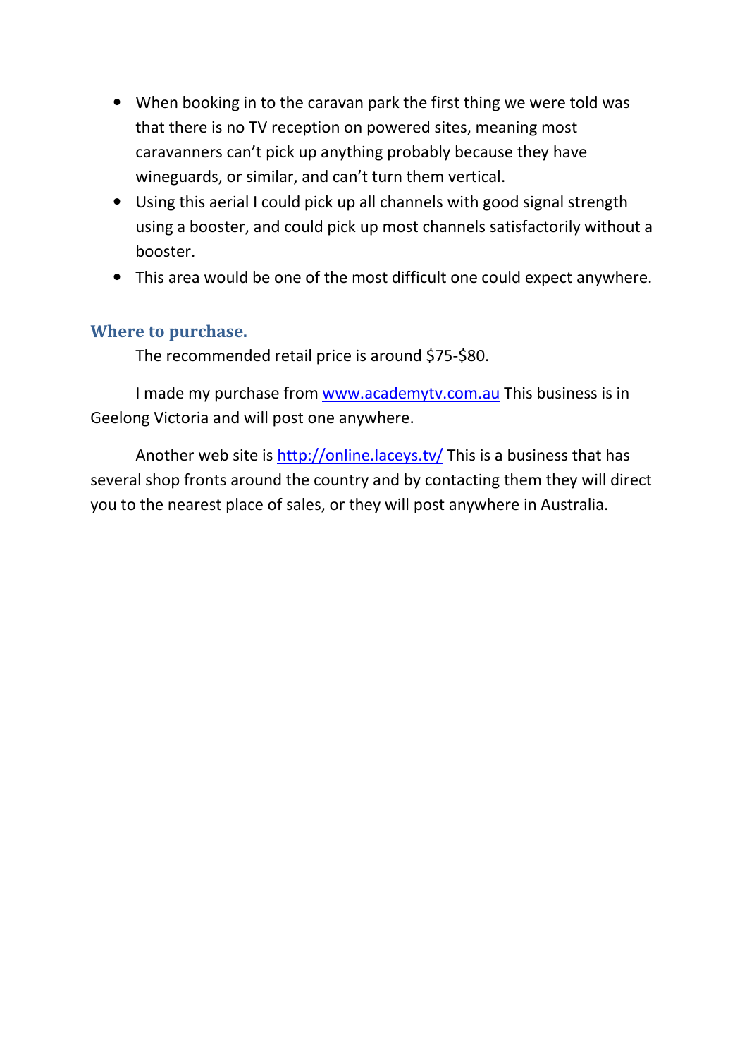- When booking in to the caravan park the first thing we were told was that there is no TV reception on powered sites, meaning most caravanners can't pick up anything probably because they have wineguards, or similar, and can't turn them vertical.
- Using this aerial I could pick up all channels with good signal strength using a booster, and could pick up most channels satisfactorily without a booster.
- This area would be one of the most difficult one could expect anywhere.

## Where to purchase.

The recommended retail price is around $75-$80.

I made my purchase from [www.academytv.com.au](http://www.academytv.com.au) This business is in Geelong Victoria and will post one anywhere.

Another web site is [http://online.laceys.tv/](http://online.laceys.tv/) This is a business that has several shop fronts around the country and by contacting them they will direct you to the nearest place of sales, or they will post anywhere in Australia.